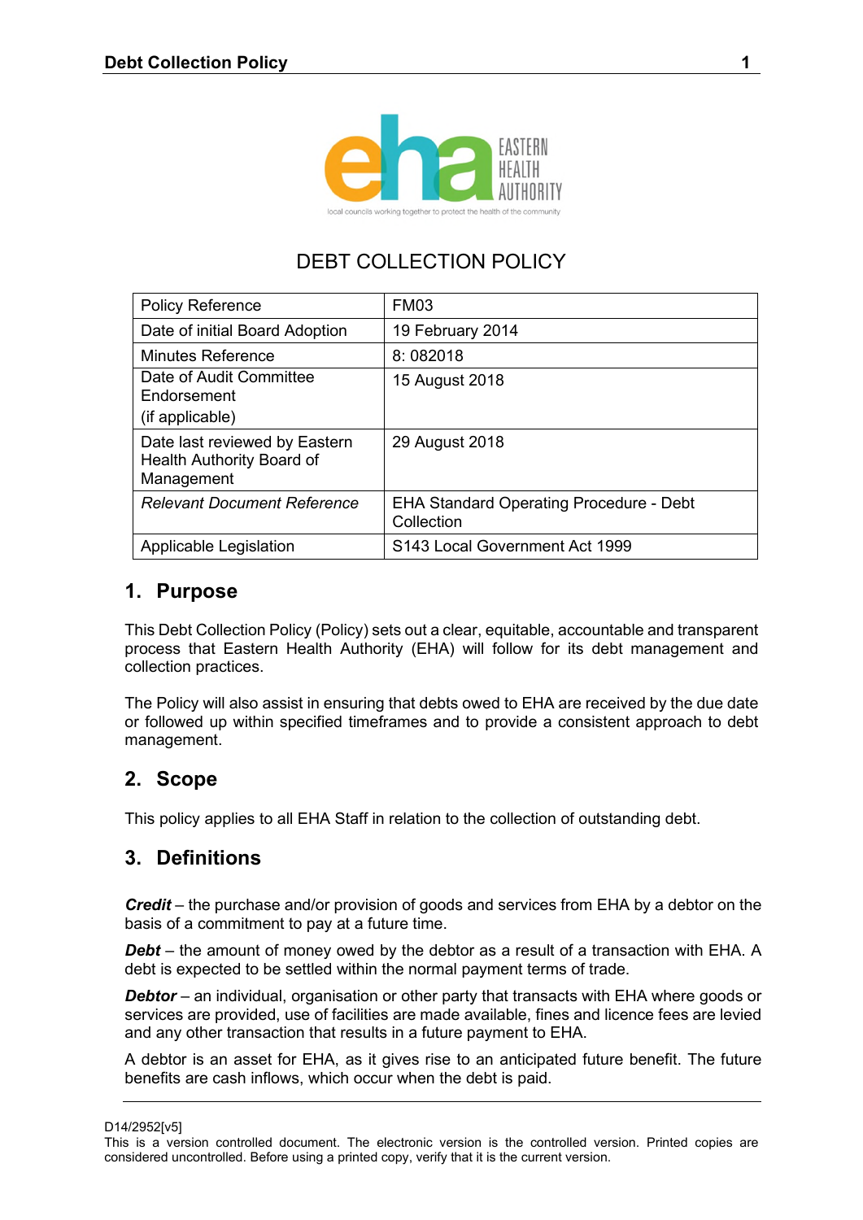# DEBT COLLECTION POLICY

| Policy Reference | FM03 |
|---|---|
| Date of initial Board Adoption | 19 February 2014 |
| Minutes Reference | 8: 082018 |
| Date of Audit Committee Endorsement (if applicable) | 15 August 2018 |
| Date last reviewed by Eastern Health Authority Board of Management | 29 August 2018 |
| *Relevant Document Reference* | EHA Standard Operating Procedure - Debt Collection |
| Applicable Legislation | S143 Local Government Act 1999 |

## 1. Purpose

This Debt Collection Policy (Policy) sets out a clear, equitable, accountable and transparent process that Eastern Health Authority (EHA) will follow for its debt management and collection practices.

The Policy will also assist in ensuring that debts owed to EHA are received by the due date or followed up within specified timeframes and to provide a consistent approach to debt management.

## 2. Scope

This policy applies to all EHA Staff in relation to the collection of outstanding debt.

## 3. Definitions

***Credit*** – the purchase and/or provision of goods and services from EHA by a debtor on the basis of a commitment to pay at a future time.

***Debt*** – the amount of money owed by the debtor as a result of a transaction with EHA. A debt is expected to be settled within the normal payment terms of trade.

***Debtor*** – an individual, organisation or other party that transacts with EHA where goods or services are provided, use of facilities are made available, fines and licence fees are levied and any other transaction that results in a future payment to EHA.

A debtor is an asset for EHA, as it gives rise to an anticipated future benefit. The future benefits are cash inflows, which occur when the debt is paid.

D14/2952[v5]

This is a version controlled document. The electronic version is the controlled version. Printed copies are considered uncontrolled. Before using a printed copy, verify that it is the current version.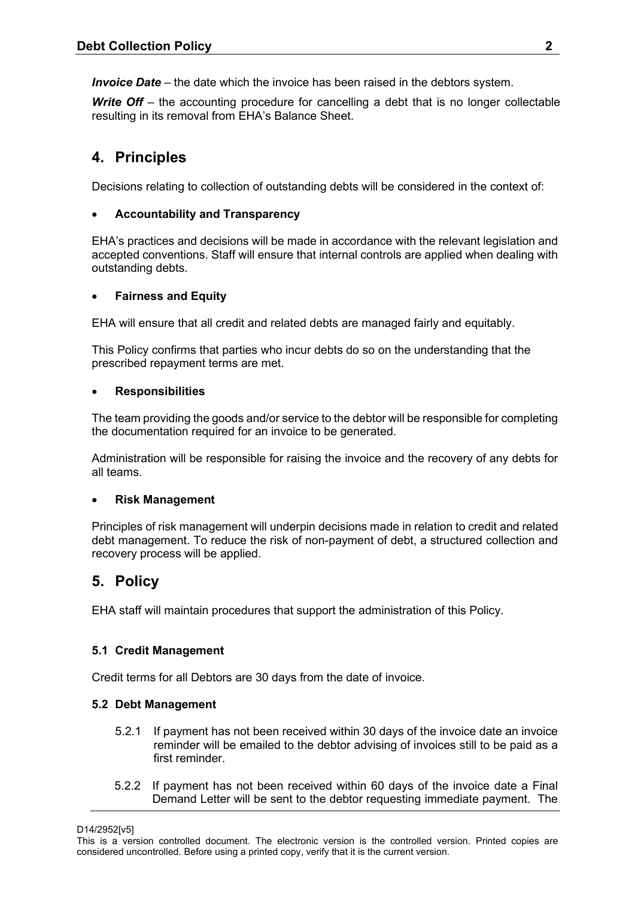***Invoice Date*** – the date which the invoice has been raised in the debtors system.

***Write Off*** – the accounting procedure for cancelling a debt that is no longer collectable resulting in its removal from EHA's Balance Sheet.

## 4. Principles

Decisions relating to collection of outstanding debts will be considered in the context of:

- **Accountability and Transparency**

EHA's practices and decisions will be made in accordance with the relevant legislation and accepted conventions. Staff will ensure that internal controls are applied when dealing with outstanding debts.

- **Fairness and Equity**

EHA will ensure that all credit and related debts are managed fairly and equitably.

This Policy confirms that parties who incur debts do so on the understanding that the prescribed repayment terms are met.

- **Responsibilities**

The team providing the goods and/or service to the debtor will be responsible for completing the documentation required for an invoice to be generated.

Administration will be responsible for raising the invoice and the recovery of any debts for all teams.

- **Risk Management**

Principles of risk management will underpin decisions made in relation to credit and related debt management. To reduce the risk of non-payment of debt, a structured collection and recovery process will be applied.

## 5. Policy

EHA staff will maintain procedures that support the administration of this Policy.

### 5.1 Credit Management

Credit terms for all Debtors are 30 days from the date of invoice.

### 5.2 Debt Management

5.2.1 If payment has not been received within 30 days of the invoice date an invoice reminder will be emailed to the debtor advising of invoices still to be paid as a first reminder.

5.2.2 If payment has not been received within 60 days of the invoice date a Final Demand Letter will be sent to the debtor requesting immediate payment. The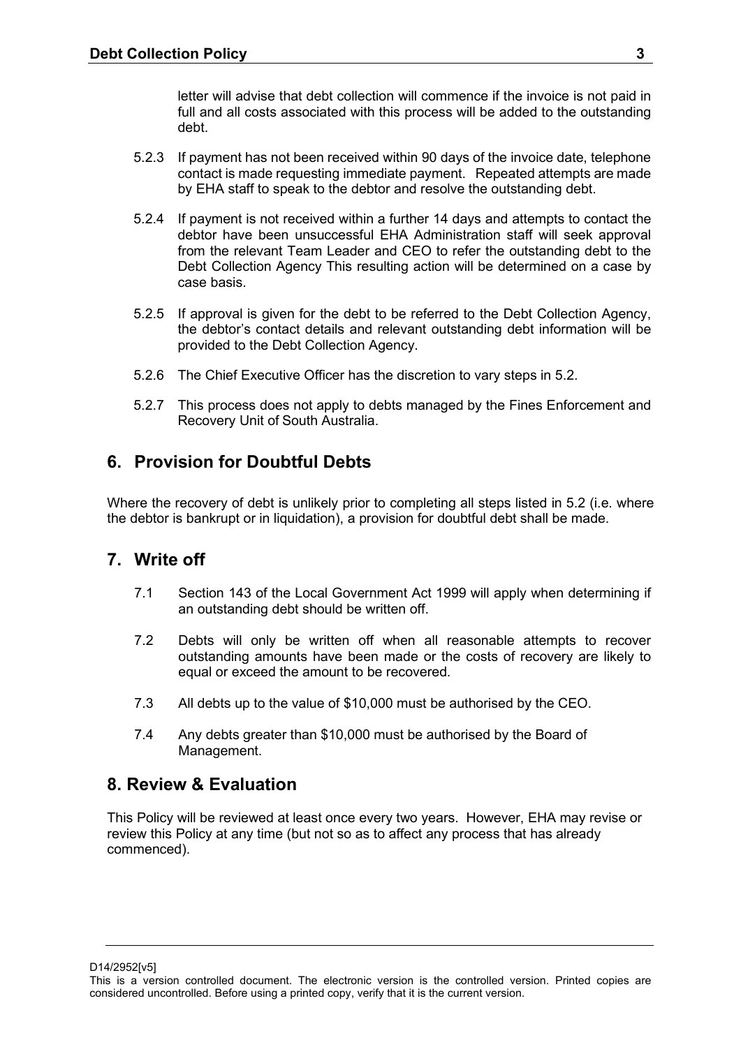letter will advise that debt collection will commence if the invoice is not paid in full and all costs associated with this process will be added to the outstanding debt.

5.2.3 If payment has not been received within 90 days of the invoice date, telephone contact is made requesting immediate payment. Repeated attempts are made by EHA staff to speak to the debtor and resolve the outstanding debt.

5.2.4 If payment is not received within a further 14 days and attempts to contact the debtor have been unsuccessful EHA Administration staff will seek approval from the relevant Team Leader and CEO to refer the outstanding debt to the Debt Collection Agency This resulting action will be determined on a case by case basis.

5.2.5 If approval is given for the debt to be referred to the Debt Collection Agency, the debtor's contact details and relevant outstanding debt information will be provided to the Debt Collection Agency.

5.2.6 The Chief Executive Officer has the discretion to vary steps in 5.2.

5.2.7 This process does not apply to debts managed by the Fines Enforcement and Recovery Unit of South Australia.

## 6. Provision for Doubtful Debts

Where the recovery of debt is unlikely prior to completing all steps listed in 5.2 (i.e. where the debtor is bankrupt or in liquidation), a provision for doubtful debt shall be made.

## 7. Write off

7.1 Section 143 of the Local Government Act 1999 will apply when determining if an outstanding debt should be written off.

7.2 Debts will only be written off when all reasonable attempts to recover outstanding amounts have been made or the costs of recovery are likely to equal or exceed the amount to be recovered.

7.3 All debts up to the value of $10,000 must be authorised by the CEO.

7.4 Any debts greater than $10,000 must be authorised by the Board of Management.

## 8. Review & Evaluation

This Policy will be reviewed at least once every two years. However, EHA may revise or review this Policy at any time (but not so as to affect any process that has already commenced).

D14/2952[v5]

This is a version controlled document. The electronic version is the controlled version. Printed copies are considered uncontrolled. Before using a printed copy, verify that it is the current version.